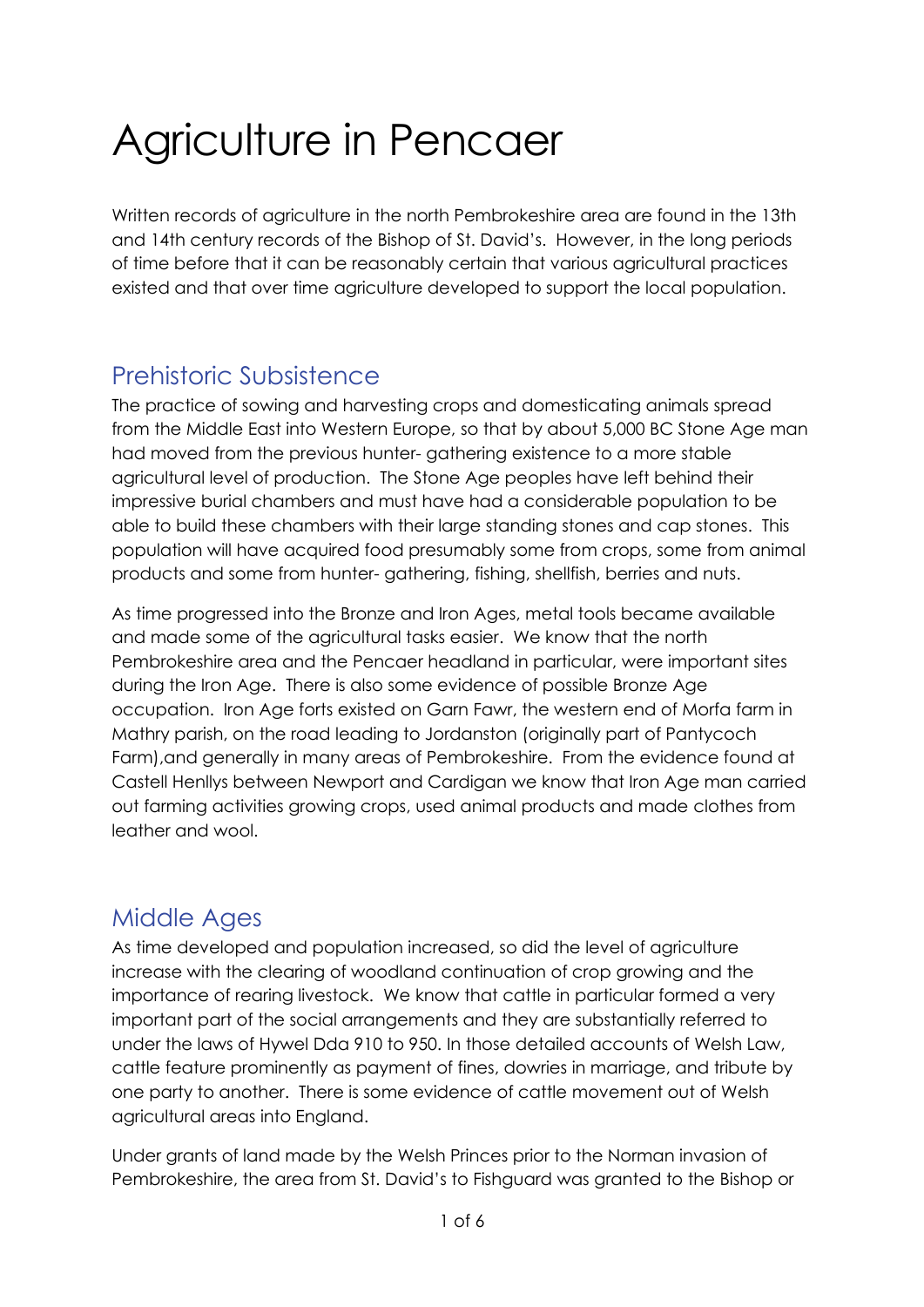# Agriculture in Pencaer

Written records of agriculture in the north Pembrokeshire area are found in the 13th and 14th century records of the Bishop of St. David's. However, in the long periods of time before that it can be reasonably certain that various agricultural practices existed and that over time agriculture developed to support the local population.

## Prehistoric Subsistence

The practice of sowing and harvesting crops and domesticating animals spread from the Middle East into Western Europe, so that by about 5,000 BC Stone Age man had moved from the previous hunter- gathering existence to a more stable agricultural level of production. The Stone Age peoples have left behind their impressive burial chambers and must have had a considerable population to be able to build these chambers with their large standing stones and cap stones. This population will have acquired food presumably some from crops, some from animal products and some from hunter- gathering, fishing, shellfish, berries and nuts.

As time progressed into the Bronze and Iron Ages, metal tools became available and made some of the agricultural tasks easier. We know that the north Pembrokeshire area and the Pencaer headland in particular, were important sites during the Iron Age. There is also some evidence of possible Bronze Age occupation. Iron Age forts existed on Garn Fawr, the western end of Morfa farm in Mathry parish, on the road leading to Jordanston (originally part of Pantycoch Farm),and generally in many areas of Pembrokeshire. From the evidence found at Castell Henllys between Newport and Cardigan we know that Iron Age man carried out farming activities growing crops, used animal products and made clothes from leather and wool.

## Middle Ages

As time developed and population increased, so did the level of agriculture increase with the clearing of woodland continuation of crop growing and the importance of rearing livestock. We know that cattle in particular formed a very important part of the social arrangements and they are substantially referred to under the laws of Hywel Dda 910 to 950. In those detailed accounts of Welsh Law, cattle feature prominently as payment of fines, dowries in marriage, and tribute by one party to another. There is some evidence of cattle movement out of Welsh agricultural areas into England.

Under grants of land made by the Welsh Princes prior to the Norman invasion of Pembrokeshire, the area from St. David's to Fishguard was granted to the Bishop or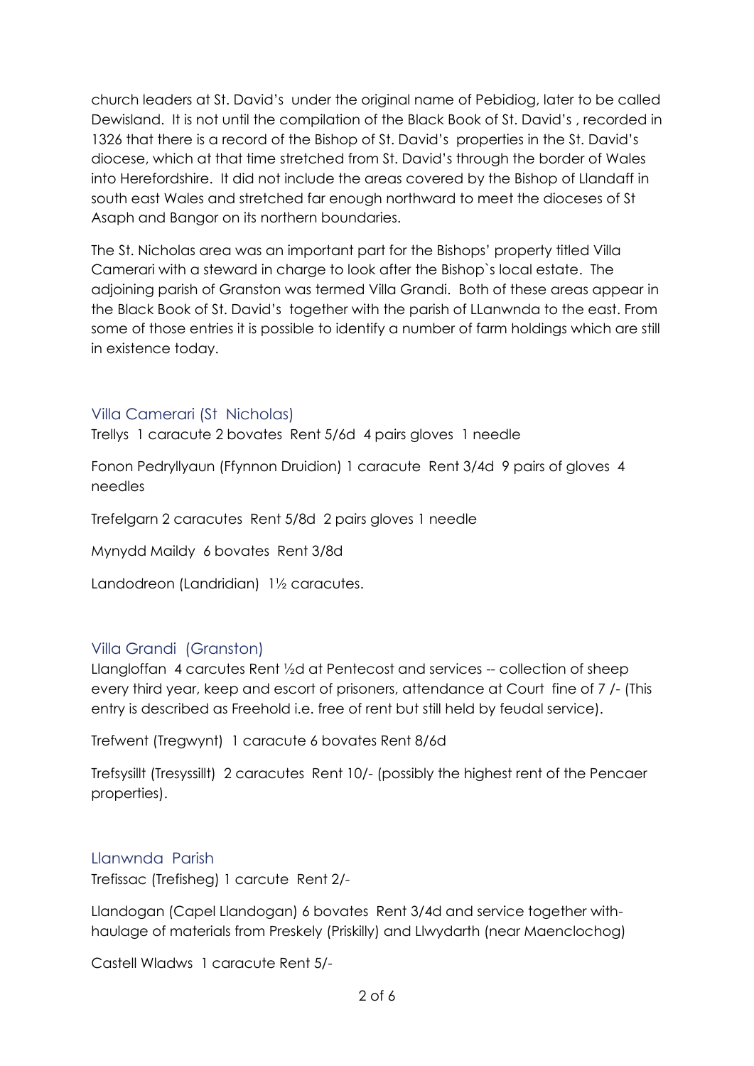church leaders at St. David's under the original name of Pebidiog, later to be called Dewisland. It is not until the compilation of the Black Book of St. David's , recorded in 1326 that there is a record of the Bishop of St. David's properties in the St. David's diocese, which at that time stretched from St. David's through the border of Wales into Herefordshire. It did not include the areas covered by the Bishop of Llandaff in south east Wales and stretched far enough northward to meet the dioceses of St Asaph and Bangor on its northern boundaries.

The St. Nicholas area was an important part for the Bishops' property titled Villa Camerari with a steward in charge to look after the Bishop`s local estate. The adjoining parish of Granston was termed Villa Grandi. Both of these areas appear in the Black Book of St. David's together with the parish of LLanwnda to the east. From some of those entries it is possible to identify a number of farm holdings which are still in existence today.

### Villa Camerari (St Nicholas)

Trellys 1 caracute 2 bovates Rent 5/6d 4 pairs gloves 1 needle

Fonon Pedryllyaun (Ffynnon Druidion) 1 caracute Rent 3/4d 9 pairs of gloves 4 needles

Trefelgarn 2 caracutes Rent 5/8d 2 pairs gloves 1 needle

Mynydd Maildy 6 bovates Rent 3/8d

Landodreon (Landridian) 1½ caracutes.

### Villa Grandi (Granston)

Llangloffan 4 carcutes Rent ½d at Pentecost and services -- collection of sheep every third year, keep and escort of prisoners, attendance at Court fine of 7 /- (This entry is described as Freehold i.e. free of rent but still held by feudal service).

Trefwent (Tregwynt) 1 caracute 6 bovates Rent 8/6d

Trefsysillt (Tresyssillt) 2 caracutes Rent 10/- (possibly the highest rent of the Pencaer properties).

### Llanwnda Parish

Trefissac (Trefisheg) 1 carcute Rent 2/-

Llandogan (Capel Llandogan) 6 bovates Rent 3/4d and service together with-haulage of materials from Preskely (Priskilly) and Llwydarth (near Maenclochog)

Castell Wladws 1 caracute Rent 5/-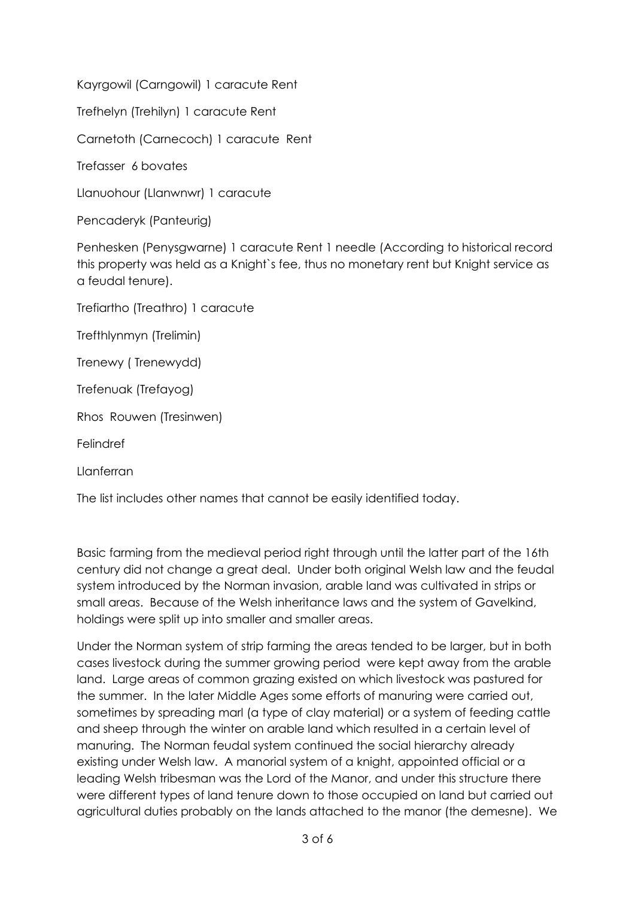Kayrgowil (Carngowil) 1 caracute Rent

Trefhelyn (Trehilyn) 1 caracute Rent

Carnetoth (Carnecoch) 1 caracute Rent

Trefasser 6 bovates

Llanuohour (Llanwnwr) 1 caracute

Pencaderyk (Panteurig)

Penhesken (Penysgwarne) 1 caracute Rent 1 needle (According to historical record this property was held as a Knight`s fee, thus no monetary rent but Knight service as a feudal tenure).

Trefiartho (Treathro) 1 caracute

Trefthlynmyn (Trelimin)

Trenewy ( Trenewydd)

Trefenuak (Trefayog)

Rhos Rouwen (Tresinwen)

Felindref

Llanferran

The list includes other names that cannot be easily identified today.

Basic farming from the medieval period right through until the latter part of the 16th century did not change a great deal. Under both original Welsh law and the feudal system introduced by the Norman invasion, arable land was cultivated in strips or small areas. Because of the Welsh inheritance laws and the system of Gavelkind, holdings were split up into smaller and smaller areas.

Under the Norman system of strip farming the areas tended to be larger, but in both cases livestock during the summer growing period were kept away from the arable land. Large areas of common grazing existed on which livestock was pastured for the summer. In the later Middle Ages some efforts of manuring were carried out, sometimes by spreading marl (a type of clay material) or a system of feeding cattle and sheep through the winter on arable land which resulted in a certain level of manuring. The Norman feudal system continued the social hierarchy already existing under Welsh law. A manorial system of a knight, appointed official or a leading Welsh tribesman was the Lord of the Manor, and under this structure there were different types of land tenure down to those occupied on land but carried out agricultural duties probably on the lands attached to the manor (the demesne). We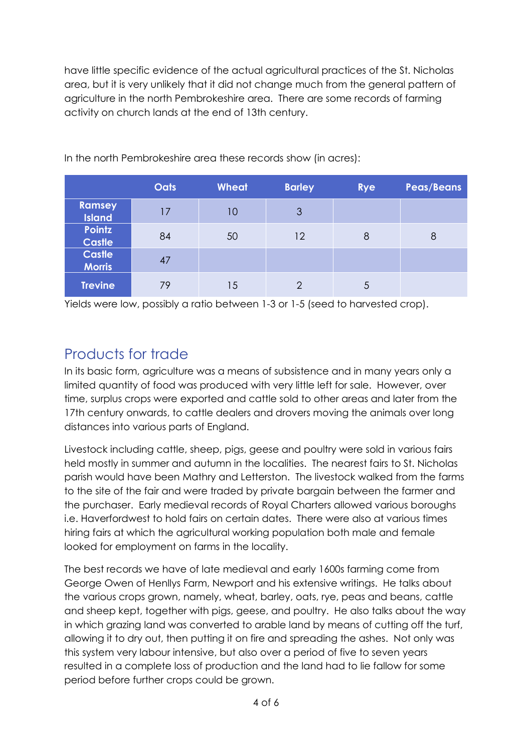have little specific evidence of the actual agricultural practices of the St. Nicholas area, but it is very unlikely that it did not change much from the general pattern of agriculture in the north Pembrokeshire area. There are some records of farming activity on church lands at the end of 13th century.

In the north Pembrokeshire area these records show (in acres):

| | Oats | Wheat | Barley | Rye | Peas/Beans |
|---|---|---|---|---|---|
| **Ramsey Island** | 17 | 10 | 3 | | |
| **Pointz Castle** | 84 | 50 | 12 | 8 | 8 |
| **Castle Morris** | 47 | | | | |
| **Trevine** | 79 | 15 | 2 | 5 | |

Yields were low, possibly a ratio between 1-3 or 1-5 (seed to harvested crop).

## Products for trade

In its basic form, agriculture was a means of subsistence and in many years only a limited quantity of food was produced with very little left for sale. However, over time, surplus crops were exported and cattle sold to other areas and later from the 17th century onwards, to cattle dealers and drovers moving the animals over long distances into various parts of England.

Livestock including cattle, sheep, pigs, geese and poultry were sold in various fairs held mostly in summer and autumn in the localities. The nearest fairs to St. Nicholas parish would have been Mathry and Letterston. The livestock walked from the farms to the site of the fair and were traded by private bargain between the farmer and the purchaser. Early medieval records of Royal Charters allowed various boroughs i.e. Haverfordwest to hold fairs on certain dates. There were also at various times hiring fairs at which the agricultural working population both male and female looked for employment on farms in the locality.

The best records we have of late medieval and early 1600s farming come from George Owen of Henllys Farm, Newport and his extensive writings. He talks about the various crops grown, namely, wheat, barley, oats, rye, peas and beans, cattle and sheep kept, together with pigs, geese, and poultry. He also talks about the way in which grazing land was converted to arable land by means of cutting off the turf, allowing it to dry out, then putting it on fire and spreading the ashes. Not only was this system very labour intensive, but also over a period of five to seven years resulted in a complete loss of production and the land had to lie fallow for some period before further crops could be grown.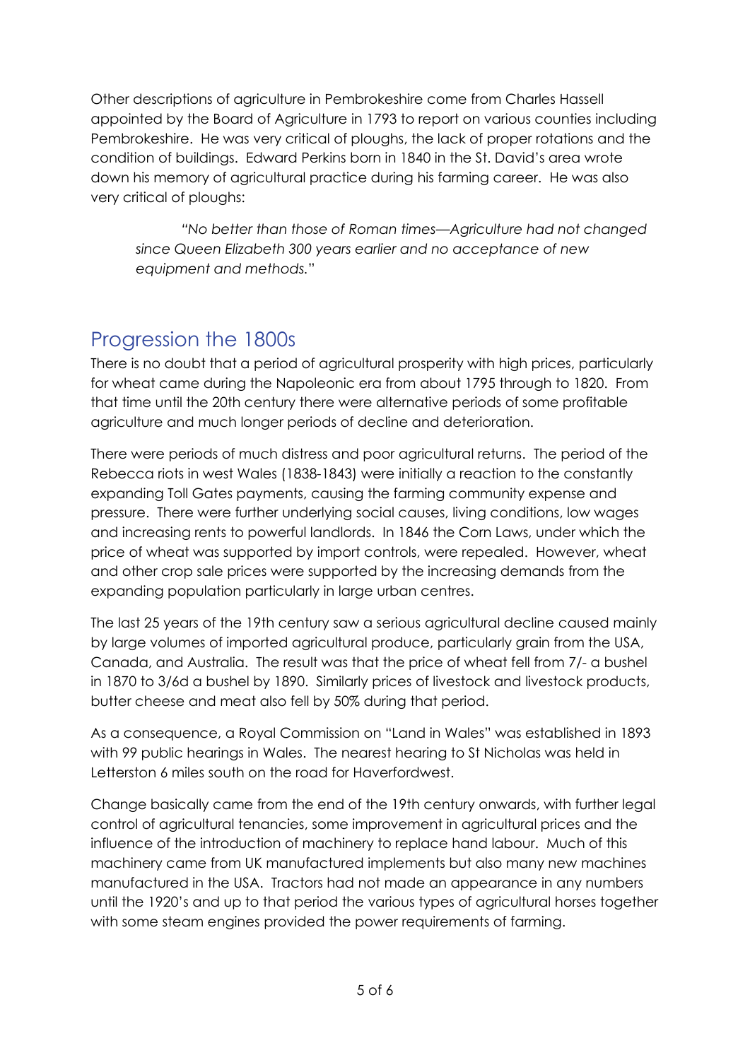Other descriptions of agriculture in Pembrokeshire come from Charles Hassell appointed by the Board of Agriculture in 1793 to report on various counties including Pembrokeshire. He was very critical of ploughs, the lack of proper rotations and the condition of buildings. Edward Perkins born in 1840 in the St. David's area wrote down his memory of agricultural practice during his farming career. He was also very critical of ploughs:

> *"No better than those of Roman times—Agriculture had not changed since Queen Elizabeth 300 years earlier and no acceptance of new equipment and methods."*

## Progression the 1800s

There is no doubt that a period of agricultural prosperity with high prices, particularly for wheat came during the Napoleonic era from about 1795 through to 1820. From that time until the 20th century there were alternative periods of some profitable agriculture and much longer periods of decline and deterioration.

There were periods of much distress and poor agricultural returns. The period of the Rebecca riots in west Wales (1838-1843) were initially a reaction to the constantly expanding Toll Gates payments, causing the farming community expense and pressure. There were further underlying social causes, living conditions, low wages and increasing rents to powerful landlords. In 1846 the Corn Laws, under which the price of wheat was supported by import controls, were repealed. However, wheat and other crop sale prices were supported by the increasing demands from the expanding population particularly in large urban centres.

The last 25 years of the 19th century saw a serious agricultural decline caused mainly by large volumes of imported agricultural produce, particularly grain from the USA, Canada, and Australia. The result was that the price of wheat fell from 7/- a bushel in 1870 to 3/6d a bushel by 1890. Similarly prices of livestock and livestock products, butter cheese and meat also fell by 50% during that period.

As a consequence, a Royal Commission on "Land in Wales" was established in 1893 with 99 public hearings in Wales. The nearest hearing to St Nicholas was held in Letterston 6 miles south on the road for Haverfordwest.

Change basically came from the end of the 19th century onwards, with further legal control of agricultural tenancies, some improvement in agricultural prices and the influence of the introduction of machinery to replace hand labour. Much of this machinery came from UK manufactured implements but also many new machines manufactured in the USA. Tractors had not made an appearance in any numbers until the 1920's and up to that period the various types of agricultural horses together with some steam engines provided the power requirements of farming.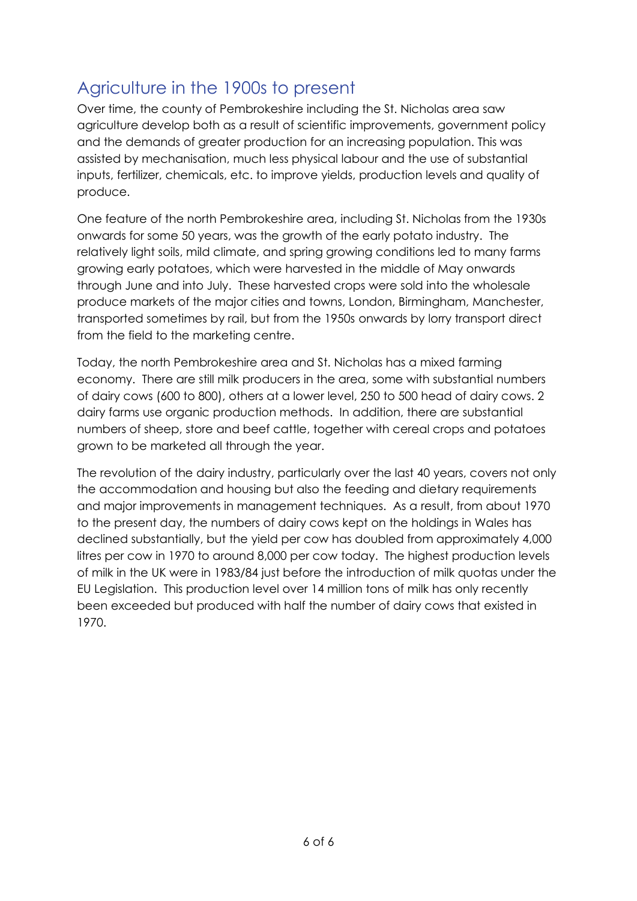## Agriculture in the 1900s to present

Over time, the county of Pembrokeshire including the St. Nicholas area saw agriculture develop both as a result of scientific improvements, government policy and the demands of greater production for an increasing population. This was assisted by mechanisation, much less physical labour and the use of substantial inputs, fertilizer, chemicals, etc. to improve yields, production levels and quality of produce.

One feature of the north Pembrokeshire area, including St. Nicholas from the 1930s onwards for some 50 years, was the growth of the early potato industry. The relatively light soils, mild climate, and spring growing conditions led to many farms growing early potatoes, which were harvested in the middle of May onwards through June and into July. These harvested crops were sold into the wholesale produce markets of the major cities and towns, London, Birmingham, Manchester, transported sometimes by rail, but from the 1950s onwards by lorry transport direct from the field to the marketing centre.

Today, the north Pembrokeshire area and St. Nicholas has a mixed farming economy. There are still milk producers in the area, some with substantial numbers of dairy cows (600 to 800), others at a lower level, 250 to 500 head of dairy cows. 2 dairy farms use organic production methods. In addition, there are substantial numbers of sheep, store and beef cattle, together with cereal crops and potatoes grown to be marketed all through the year.

The revolution of the dairy industry, particularly over the last 40 years, covers not only the accommodation and housing but also the feeding and dietary requirements and major improvements in management techniques. As a result, from about 1970 to the present day, the numbers of dairy cows kept on the holdings in Wales has declined substantially, but the yield per cow has doubled from approximately 4,000 litres per cow in 1970 to around 8,000 per cow today. The highest production levels of milk in the UK were in 1983/84 just before the introduction of milk quotas under the EU Legislation. This production level over 14 million tons of milk has only recently been exceeded but produced with half the number of dairy cows that existed in 1970.